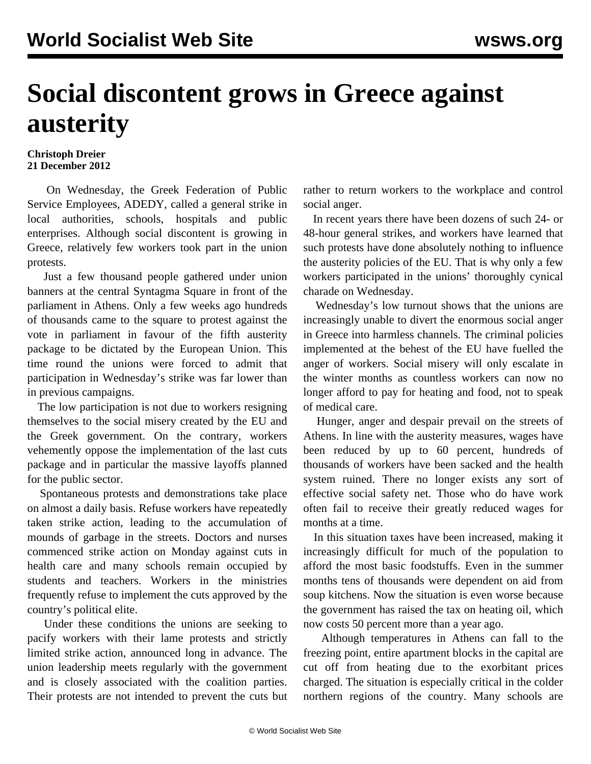# Social discontent grows in Greece against austerity

**Christoph Dreier**
**21 December 2012**

On Wednesday, the Greek Federation of Public Service Employees, ADEDY, called a general strike in local authorities, schools, hospitals and public enterprises. Although social discontent is growing in Greece, relatively few workers took part in the union protests.

Just a few thousand people gathered under union banners at the central Syntagma Square in front of the parliament in Athens. Only a few weeks ago hundreds of thousands came to the square to protest against the vote in parliament in favour of the fifth austerity package to be dictated by the European Union. This time round the unions were forced to admit that participation in Wednesday's strike was far lower than in previous campaigns.

The low participation is not due to workers resigning themselves to the social misery created by the EU and the Greek government. On the contrary, workers vehemently oppose the implementation of the last cuts package and in particular the massive layoffs planned for the public sector.

Spontaneous protests and demonstrations take place on almost a daily basis. Refuse workers have repeatedly taken strike action, leading to the accumulation of mounds of garbage in the streets. Doctors and nurses commenced strike action on Monday against cuts in health care and many schools remain occupied by students and teachers. Workers in the ministries frequently refuse to implement the cuts approved by the country's political elite.

Under these conditions the unions are seeking to pacify workers with their lame protests and strictly limited strike action, announced long in advance. The union leadership meets regularly with the government and is closely associated with the coalition parties. Their protests are not intended to prevent the cuts but rather to return workers to the workplace and control social anger.

In recent years there have been dozens of such 24- or 48-hour general strikes, and workers have learned that such protests have done absolutely nothing to influence the austerity policies of the EU. That is why only a few workers participated in the unions' thoroughly cynical charade on Wednesday.

Wednesday's low turnout shows that the unions are increasingly unable to divert the enormous social anger in Greece into harmless channels. The criminal policies implemented at the behest of the EU have fuelled the anger of workers. Social misery will only escalate in the winter months as countless workers can now no longer afford to pay for heating and food, not to speak of medical care.

Hunger, anger and despair prevail on the streets of Athens. In line with the austerity measures, wages have been reduced by up to 60 percent, hundreds of thousands of workers have been sacked and the health system ruined. There no longer exists any sort of effective social safety net. Those who do have work often fail to receive their greatly reduced wages for months at a time.

In this situation taxes have been increased, making it increasingly difficult for much of the population to afford the most basic foodstuffs. Even in the summer months tens of thousands were dependent on aid from soup kitchens. Now the situation is even worse because the government has raised the tax on heating oil, which now costs 50 percent more than a year ago.

Although temperatures in Athens can fall to the freezing point, entire apartment blocks in the capital are cut off from heating due to the exorbitant prices charged. The situation is especially critical in the colder northern regions of the country. Many schools are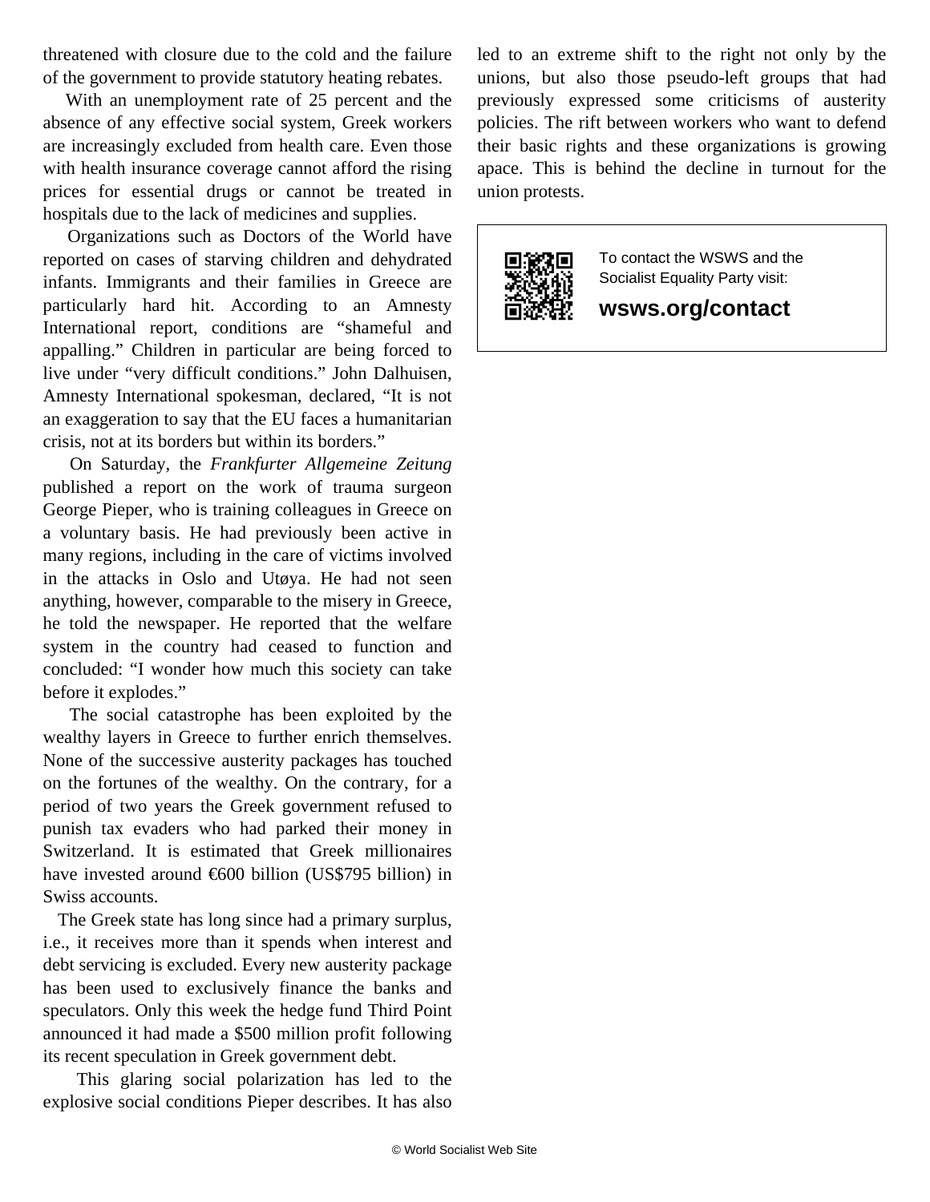threatened with closure due to the cold and the failure of the government to provide statutory heating rebates.

With an unemployment rate of 25 percent and the absence of any effective social system, Greek workers are increasingly excluded from health care. Even those with health insurance coverage cannot afford the rising prices for essential drugs or cannot be treated in hospitals due to the lack of medicines and supplies.

Organizations such as Doctors of the World have reported on cases of starving children and dehydrated infants. Immigrants and their families in Greece are particularly hard hit. According to an Amnesty International report, conditions are "shameful and appalling." Children in particular are being forced to live under "very difficult conditions." John Dalhuisen, Amnesty International spokesman, declared, "It is not an exaggeration to say that the EU faces a humanitarian crisis, not at its borders but within its borders."

On Saturday, the *Frankfurter Allgemeine Zeitung* published a report on the work of trauma surgeon George Pieper, who is training colleagues in Greece on a voluntary basis. He had previously been active in many regions, including in the care of victims involved in the attacks in Oslo and Utøya. He had not seen anything, however, comparable to the misery in Greece, he told the newspaper. He reported that the welfare system in the country had ceased to function and concluded: "I wonder how much this society can take before it explodes."

The social catastrophe has been exploited by the wealthy layers in Greece to further enrich themselves. None of the successive austerity packages has touched on the fortunes of the wealthy. On the contrary, for a period of two years the Greek government refused to punish tax evaders who had parked their money in Switzerland. It is estimated that Greek millionaires have invested around €600 billion (US$795 billion) in Swiss accounts.

The Greek state has long since had a primary surplus, i.e., it receives more than it spends when interest and debt servicing is excluded. Every new austerity package has been used to exclusively finance the banks and speculators. Only this week the hedge fund Third Point announced it had made a $500 million profit following its recent speculation in Greek government debt.

This glaring social polarization has led to the explosive social conditions Pieper describes. It has also led to an extreme shift to the right not only by the unions, but also those pseudo-left groups that had previously expressed some criticisms of austerity policies. The rift between workers who want to defend their basic rights and these organizations is growing apace. This is behind the decline in turnout for the union protests.

To contact the WSWS and the Socialist Equality Party visit:

**wsws.org/contact**